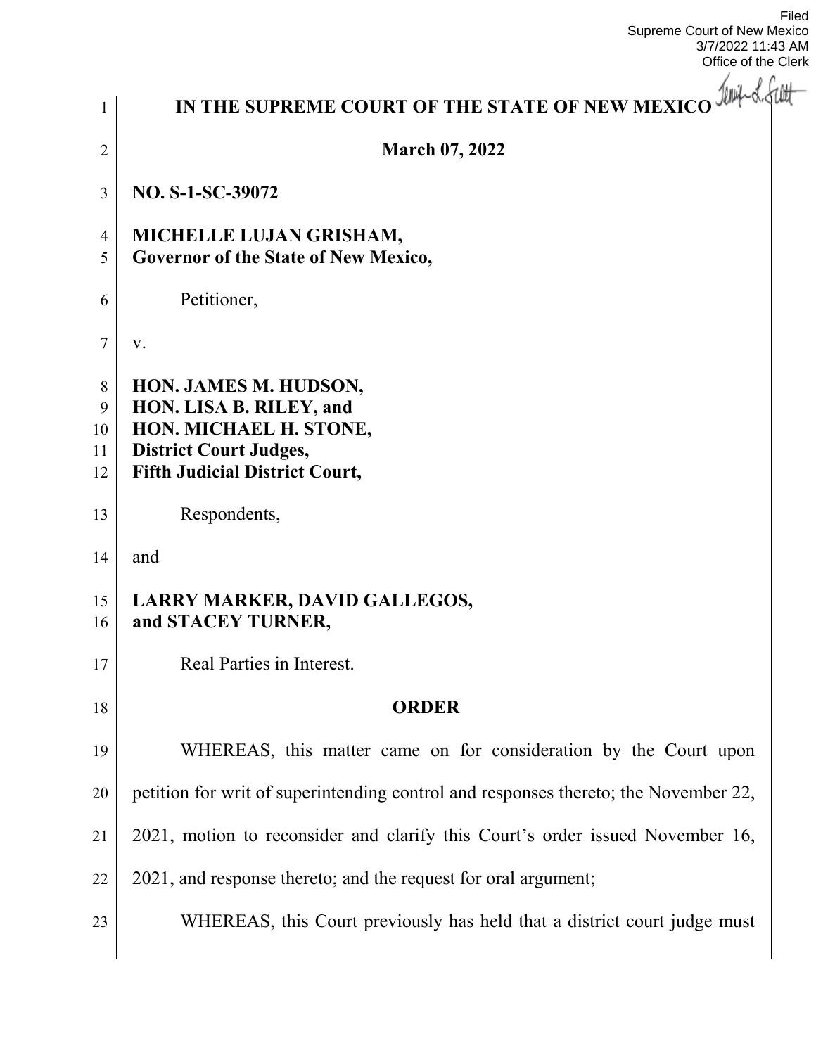Filed
Supreme Court of New Mexico
3/7/2022 11:43 AM
Office of the Clerk

**IN THE SUPREME COURT OF THE STATE OF NEW MEXICO**

**March 07, 2022**

**NO. S-1-SC-39072**

**MICHELLE LUJAN GRISHAM,**
**Governor of the State of New Mexico,**

Petitioner,

v.

**HON. JAMES M. HUDSON,**
**HON. LISA B. RILEY, and**
**HON. MICHAEL H. STONE,**
**District Court Judges,**
**Fifth Judicial District Court,**

Respondents,

and

**LARRY MARKER, DAVID GALLEGOS,**
**and STACEY TURNER,**

Real Parties in Interest.

**ORDER**

WHEREAS, this matter came on for consideration by the Court upon petition for writ of superintending control and responses thereto; the November 22, 2021, motion to reconsider and clarify this Court's order issued November 16, 2021, and response thereto; and the request for oral argument;

WHEREAS, this Court previously has held that a district court judge must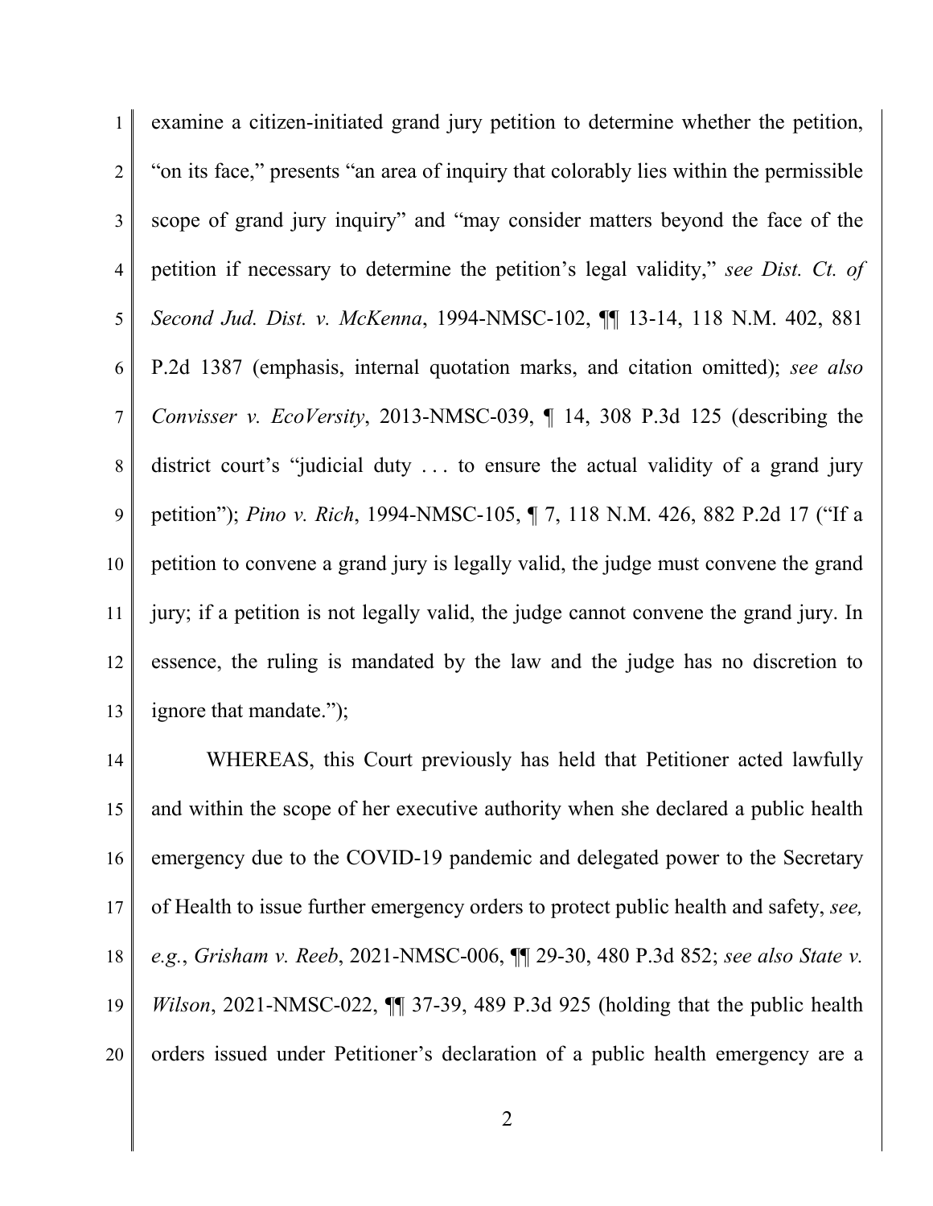examine a citizen-initiated grand jury petition to determine whether the petition, "on its face," presents "an area of inquiry that colorably lies within the permissible scope of grand jury inquiry" and "may consider matters beyond the face of the petition if necessary to determine the petition's legal validity," *see Dist. Ct. of Second Jud. Dist. v. McKenna*, 1994-NMSC-102, ¶¶ 13-14, 118 N.M. 402, 881 P.2d 1387 (emphasis, internal quotation marks, and citation omitted); *see also Convisser v. EcoVersity*, 2013-NMSC-039, ¶ 14, 308 P.3d 125 (describing the district court's "judicial duty . . . to ensure the actual validity of a grand jury petition"); *Pino v. Rich*, 1994-NMSC-105, ¶ 7, 118 N.M. 426, 882 P.2d 17 ("If a petition to convene a grand jury is legally valid, the judge must convene the grand jury; if a petition is not legally valid, the judge cannot convene the grand jury. In essence, the ruling is mandated by the law and the judge has no discretion to ignore that mandate.");

WHEREAS, this Court previously has held that Petitioner acted lawfully and within the scope of her executive authority when she declared a public health emergency due to the COVID-19 pandemic and delegated power to the Secretary of Health to issue further emergency orders to protect public health and safety, *see, e.g.*, *Grisham v. Reeb*, 2021-NMSC-006, ¶¶ 29-30, 480 P.3d 852; *see also State v. Wilson*, 2021-NMSC-022, ¶¶ 37-39, 489 P.3d 925 (holding that the public health orders issued under Petitioner's declaration of a public health emergency are a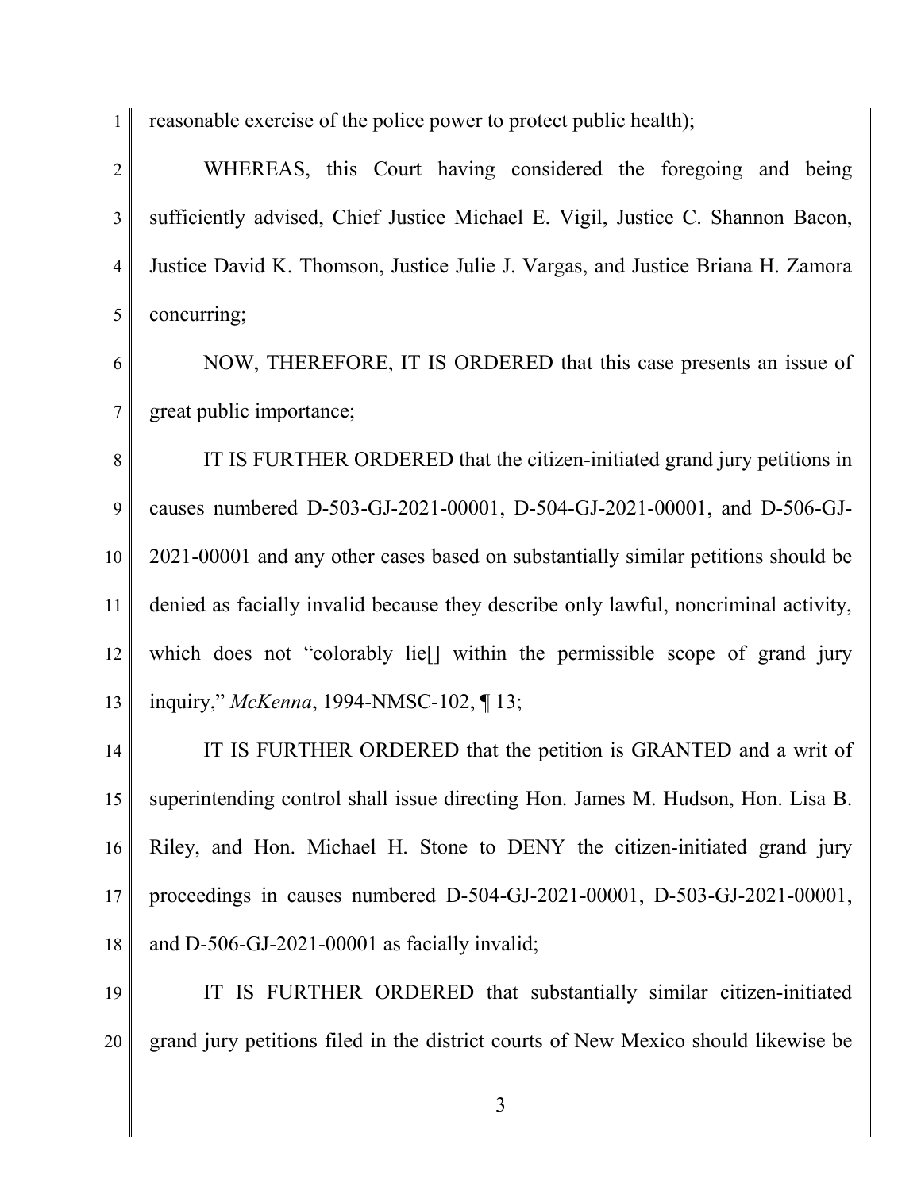reasonable exercise of the police power to protect public health);

WHEREAS, this Court having considered the foregoing and being sufficiently advised, Chief Justice Michael E. Vigil, Justice C. Shannon Bacon, Justice David K. Thomson, Justice Julie J. Vargas, and Justice Briana H. Zamora concurring;

NOW, THEREFORE, IT IS ORDERED that this case presents an issue of great public importance;

IT IS FURTHER ORDERED that the citizen-initiated grand jury petitions in causes numbered D-503-GJ-2021-00001, D-504-GJ-2021-00001, and D-506-GJ-2021-00001 and any other cases based on substantially similar petitions should be denied as facially invalid because they describe only lawful, noncriminal activity, which does not "colorably lie[] within the permissible scope of grand jury inquiry," *McKenna*, 1994-NMSC-102, ¶ 13;

IT IS FURTHER ORDERED that the petition is GRANTED and a writ of superintending control shall issue directing Hon. James M. Hudson, Hon. Lisa B. Riley, and Hon. Michael H. Stone to DENY the citizen-initiated grand jury proceedings in causes numbered D-504-GJ-2021-00001, D-503-GJ-2021-00001, and D-506-GJ-2021-00001 as facially invalid;

IT IS FURTHER ORDERED that substantially similar citizen-initiated grand jury petitions filed in the district courts of New Mexico should likewise be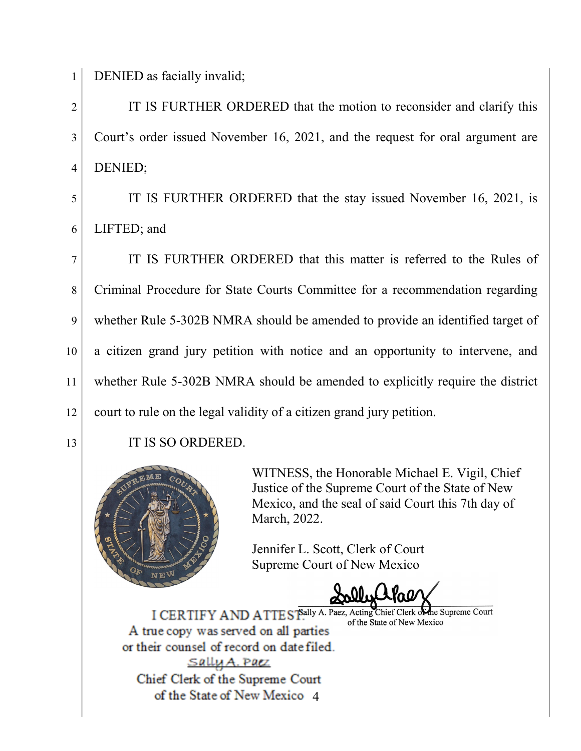DENIED as facially invalid;

IT IS FURTHER ORDERED that the motion to reconsider and clarify this Court's order issued November 16, 2021, and the request for oral argument are DENIED;

IT IS FURTHER ORDERED that the stay issued November 16, 2021, is LIFTED; and

IT IS FURTHER ORDERED that this matter is referred to the Rules of Criminal Procedure for State Courts Committee for a recommendation regarding whether Rule 5-302B NMRA should be amended to provide an identified target of a citizen grand jury petition with notice and an opportunity to intervene, and whether Rule 5-302B NMRA should be amended to explicitly require the district court to rule on the legal validity of a citizen grand jury petition.

IT IS SO ORDERED.

WITNESS, the Honorable Michael E. Vigil, Chief Justice of the Supreme Court of the State of New Mexico, and the seal of said Court this 7th day of March, 2022.

Jennifer L. Scott, Clerk of Court
Supreme Court of New Mexico

Sally A. Paez, Acting Chief Clerk of the Supreme Court of the State of New Mexico

I CERTIFY AND ATTEST:
A true copy was served on all parties or their counsel of record on date filed.
Sally A. Paez
Chief Clerk of the Supreme Court of the State of New Mexico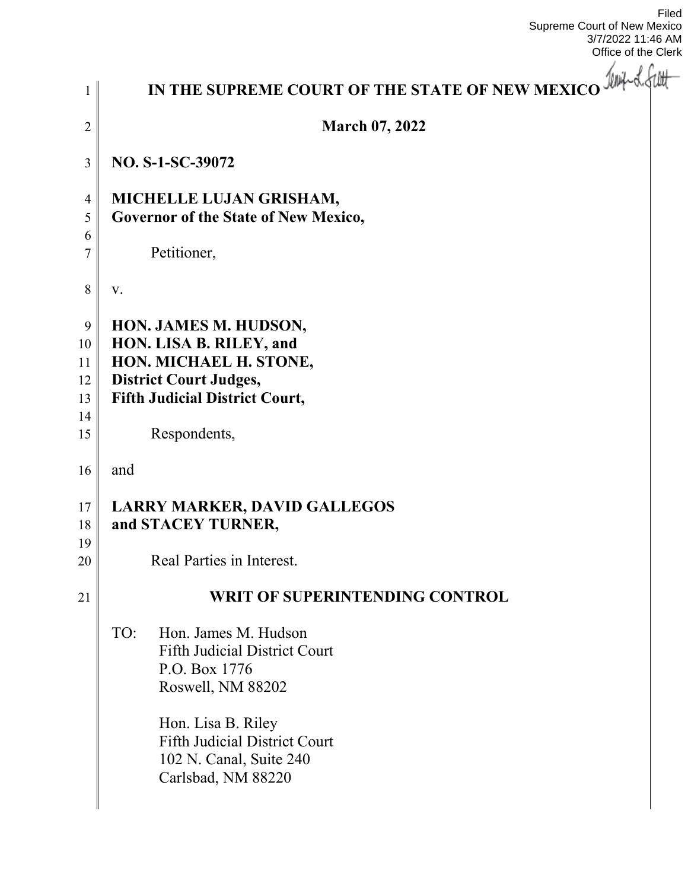Filed
Supreme Court of New Mexico
3/7/2022 11:46 AM
Office of the Clerk

**IN THE SUPREME COURT OF THE STATE OF NEW MEXICO**

**March 07, 2022**

**NO. S-1-SC-39072**

**MICHELLE LUJAN GRISHAM,**
**Governor of the State of New Mexico,**

Petitioner,

v.

**HON. JAMES M. HUDSON,**
**HON. LISA B. RILEY, and**
**HON. MICHAEL H. STONE,**
**District Court Judges,**
**Fifth Judicial District Court,**

Respondents,

and

**LARRY MARKER, DAVID GALLEGOS**
**and STACEY TURNER,**

Real Parties in Interest.

**WRIT OF SUPERINTENDING CONTROL**

TO: Hon. James M. Hudson
Fifth Judicial District Court
P.O. Box 1776
Roswell, NM 88202

Hon. Lisa B. Riley
Fifth Judicial District Court
102 N. Canal, Suite 240
Carlsbad, NM 88220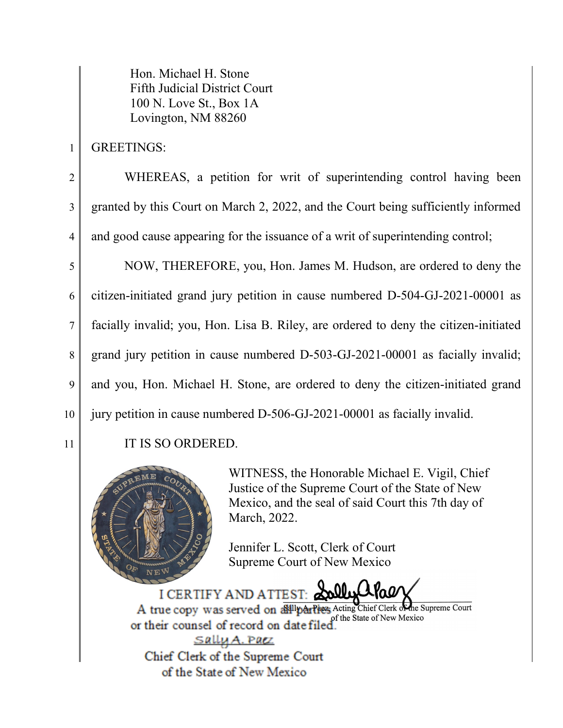Hon. Michael H. Stone
Fifth Judicial District Court
100 N. Love St., Box 1A
Lovington, NM 88260

GREETINGS:

WHEREAS, a petition for writ of superintending control having been granted by this Court on March 2, 2022, and the Court being sufficiently informed and good cause appearing for the issuance of a writ of superintending control;

NOW, THEREFORE, you, Hon. James M. Hudson, are ordered to deny the citizen-initiated grand jury petition in cause numbered D-504-GJ-2021-00001 as facially invalid; you, Hon. Lisa B. Riley, are ordered to deny the citizen-initiated grand jury petition in cause numbered D-503-GJ-2021-00001 as facially invalid; and you, Hon. Michael H. Stone, are ordered to deny the citizen-initiated grand jury petition in cause numbered D-506-GJ-2021-00001 as facially invalid.

IT IS SO ORDERED.

WITNESS, the Honorable Michael E. Vigil, Chief Justice of the Supreme Court of the State of New Mexico, and the seal of said Court this 7th day of March, 2022.

Jennifer L. Scott, Clerk of Court
Supreme Court of New Mexico

I CERTIFY AND ATTEST:
Sally A. Paez, Acting Chief Clerk of the Supreme Court of the State of New Mexico

A true copy was served on all parties or their counsel of record on date filed.
Sally A. Paez
Chief Clerk of the Supreme Court of the State of New Mexico